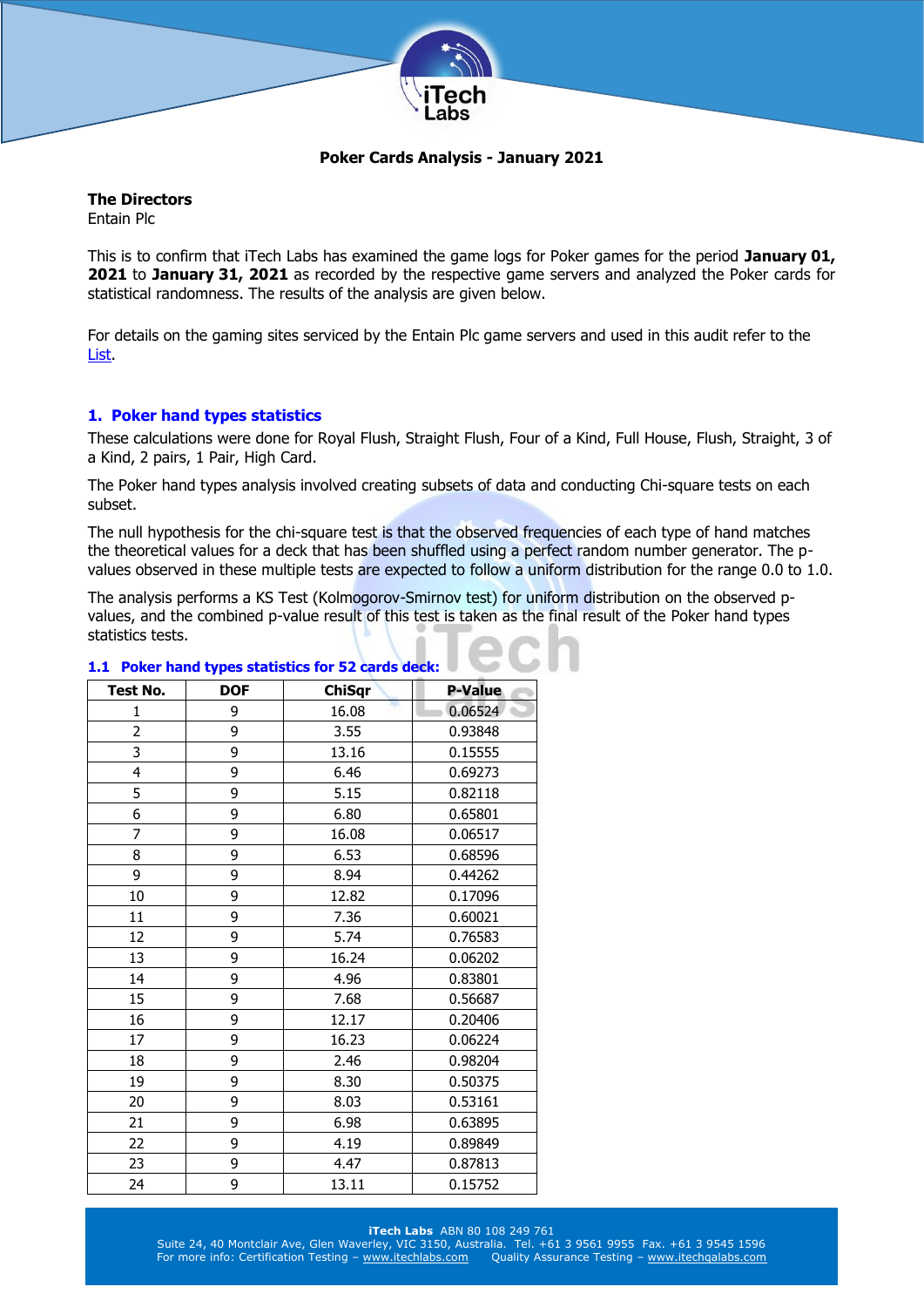**Poker Cards Analysis - January 2021**

**The Directors**
Entain Plc

This is to confirm that iTech Labs has examined the game logs for Poker games for the period **January 01, 2021** to **January 31, 2021** as recorded by the respective game servers and analyzed the Poker cards for statistical randomness. The results of the analysis are given below.

For details on the gaming sites serviced by the Entain Plc game servers and used in this audit refer to the List.

## 1. Poker hand types statistics

These calculations were done for Royal Flush, Straight Flush, Four of a Kind, Full House, Flush, Straight, 3 of a Kind, 2 pairs, 1 Pair, High Card.

The Poker hand types analysis involved creating subsets of data and conducting Chi-square tests on each subset.

The null hypothesis for the chi-square test is that the observed frequencies of each type of hand matches the theoretical values for a deck that has been shuffled using a perfect random number generator. The p-values observed in these multiple tests are expected to follow a uniform distribution for the range 0.0 to 1.0.

The analysis performs a KS Test (Kolmogorov-Smirnov test) for uniform distribution on the observed p-values, and the combined p-value result of this test is taken as the final result of the Poker hand types statistics tests.

### 1.1 Poker hand types statistics for 52 cards deck:

| Test No. | DOF | ChiSqr | P-Value |
|---|---|---|---|
| 1 | 9 | 16.08 | 0.06524 |
| 2 | 9 | 3.55 | 0.93848 |
| 3 | 9 | 13.16 | 0.15555 |
| 4 | 9 | 6.46 | 0.69273 |
| 5 | 9 | 5.15 | 0.82118 |
| 6 | 9 | 6.80 | 0.65801 |
| 7 | 9 | 16.08 | 0.06517 |
| 8 | 9 | 6.53 | 0.68596 |
| 9 | 9 | 8.94 | 0.44262 |
| 10 | 9 | 12.82 | 0.17096 |
| 11 | 9 | 7.36 | 0.60021 |
| 12 | 9 | 5.74 | 0.76583 |
| 13 | 9 | 16.24 | 0.06202 |
| 14 | 9 | 4.96 | 0.83801 |
| 15 | 9 | 7.68 | 0.56687 |
| 16 | 9 | 12.17 | 0.20406 |
| 17 | 9 | 16.23 | 0.06224 |
| 18 | 9 | 2.46 | 0.98204 |
| 19 | 9 | 8.30 | 0.50375 |
| 20 | 9 | 8.03 | 0.53161 |
| 21 | 9 | 6.98 | 0.63895 |
| 22 | 9 | 4.19 | 0.89849 |
| 23 | 9 | 4.47 | 0.87813 |
| 24 | 9 | 13.11 | 0.15752 |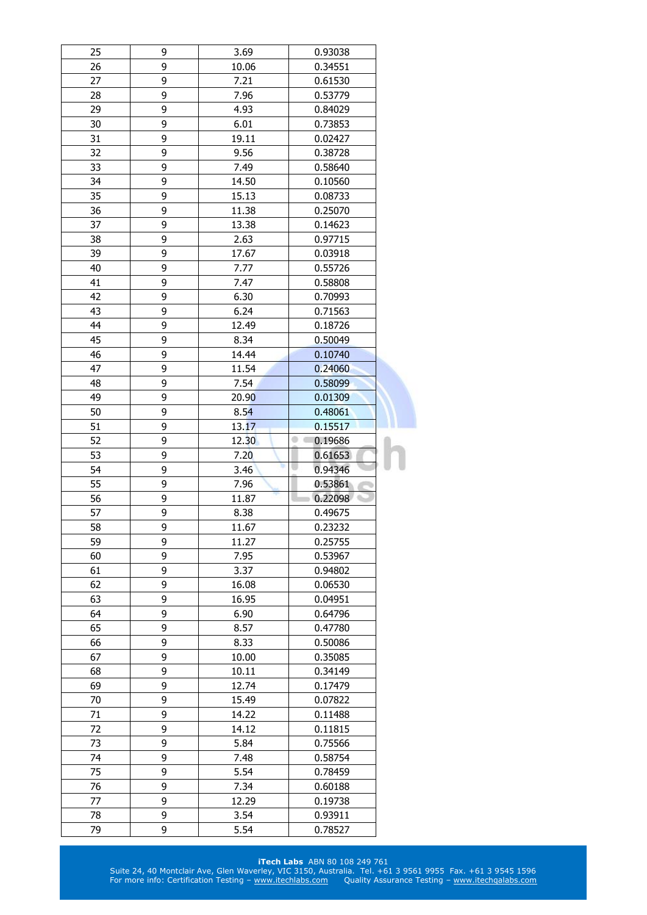| 25 | 9 | 3.69 | 0.93038 |
|---|---|---|---|
| 26 | 9 | 10.06 | 0.34551 |
| 27 | 9 | 7.21 | 0.61530 |
| 28 | 9 | 7.96 | 0.53779 |
| 29 | 9 | 4.93 | 0.84029 |
| 30 | 9 | 6.01 | 0.73853 |
| 31 | 9 | 19.11 | 0.02427 |
| 32 | 9 | 9.56 | 0.38728 |
| 33 | 9 | 7.49 | 0.58640 |
| 34 | 9 | 14.50 | 0.10560 |
| 35 | 9 | 15.13 | 0.08733 |
| 36 | 9 | 11.38 | 0.25070 |
| 37 | 9 | 13.38 | 0.14623 |
| 38 | 9 | 2.63 | 0.97715 |
| 39 | 9 | 17.67 | 0.03918 |
| 40 | 9 | 7.77 | 0.55726 |
| 41 | 9 | 7.47 | 0.58808 |
| 42 | 9 | 6.30 | 0.70993 |
| 43 | 9 | 6.24 | 0.71563 |
| 44 | 9 | 12.49 | 0.18726 |
| 45 | 9 | 8.34 | 0.50049 |
| 46 | 9 | 14.44 | 0.10740 |
| 47 | 9 | 11.54 | 0.24060 |
| 48 | 9 | 7.54 | 0.58099 |
| 49 | 9 | 20.90 | 0.01309 |
| 50 | 9 | 8.54 | 0.48061 |
| 51 | 9 | 13.17 | 0.15517 |
| 52 | 9 | 12.30 | 0.19686 |
| 53 | 9 | 7.20 | 0.61653 |
| 54 | 9 | 3.46 | 0.94346 |
| 55 | 9 | 7.96 | 0.53861 |
| 56 | 9 | 11.87 | 0.22098 |
| 57 | 9 | 8.38 | 0.49675 |
| 58 | 9 | 11.67 | 0.23232 |
| 59 | 9 | 11.27 | 0.25755 |
| 60 | 9 | 7.95 | 0.53967 |
| 61 | 9 | 3.37 | 0.94802 |
| 62 | 9 | 16.08 | 0.06530 |
| 63 | 9 | 16.95 | 0.04951 |
| 64 | 9 | 6.90 | 0.64796 |
| 65 | 9 | 8.57 | 0.47780 |
| 66 | 9 | 8.33 | 0.50086 |
| 67 | 9 | 10.00 | 0.35085 |
| 68 | 9 | 10.11 | 0.34149 |
| 69 | 9 | 12.74 | 0.17479 |
| 70 | 9 | 15.49 | 0.07822 |
| 71 | 9 | 14.22 | 0.11488 |
| 72 | 9 | 14.12 | 0.11815 |
| 73 | 9 | 5.84 | 0.75566 |
| 74 | 9 | 7.48 | 0.58754 |
| 75 | 9 | 5.54 | 0.78459 |
| 76 | 9 | 7.34 | 0.60188 |
| 77 | 9 | 12.29 | 0.19738 |
| 78 | 9 | 3.54 | 0.93911 |
| 79 | 9 | 5.54 | 0.78527 |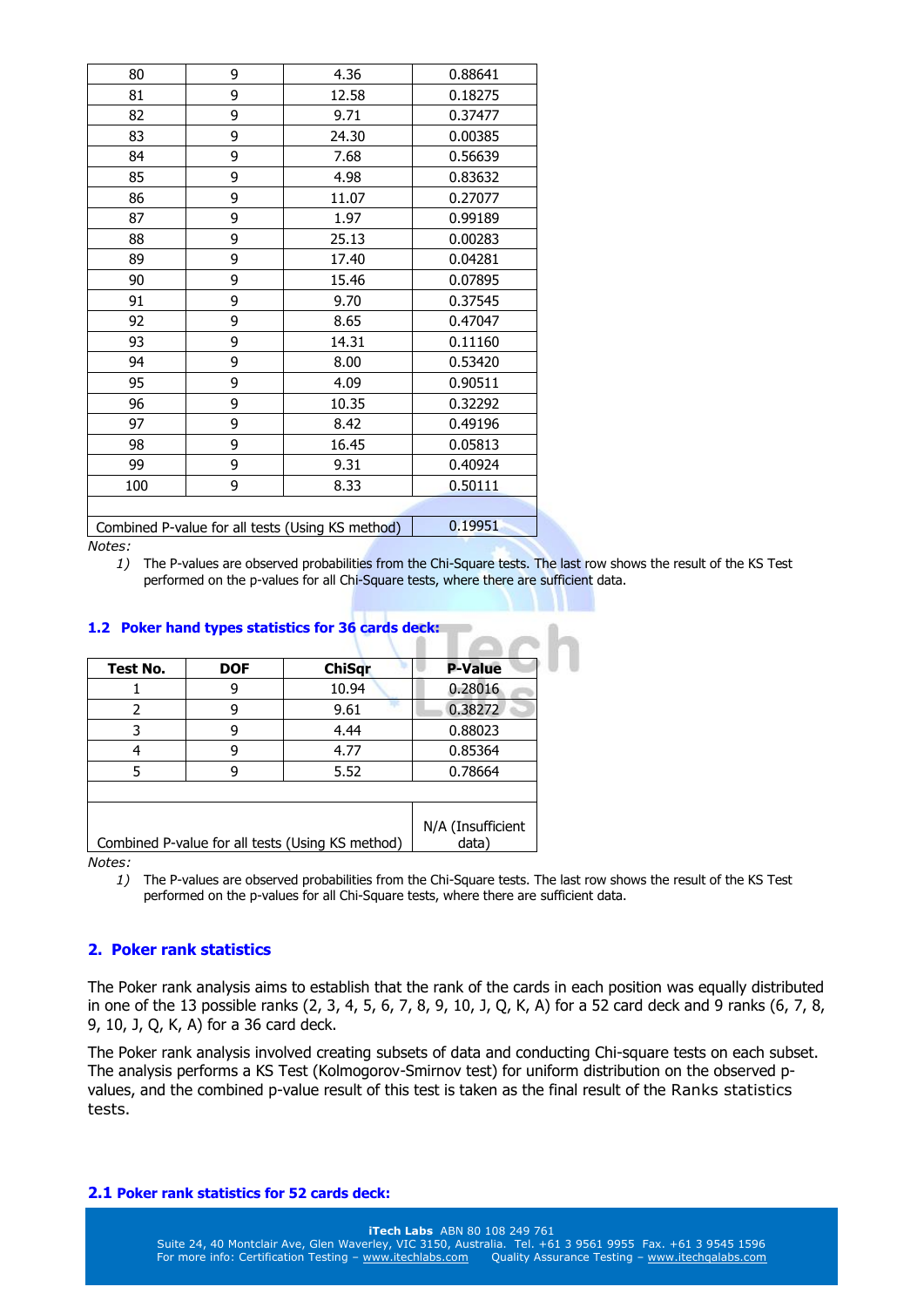| 80 | 9 | 4.36 | 0.88641 |
|---|---|---|---|
| 81 | 9 | 12.58 | 0.18275 |
| 82 | 9 | 9.71 | 0.37477 |
| 83 | 9 | 24.30 | 0.00385 |
| 84 | 9 | 7.68 | 0.56639 |
| 85 | 9 | 4.98 | 0.83632 |
| 86 | 9 | 11.07 | 0.27077 |
| 87 | 9 | 1.97 | 0.99189 |
| 88 | 9 | 25.13 | 0.00283 |
| 89 | 9 | 17.40 | 0.04281 |
| 90 | 9 | 15.46 | 0.07895 |
| 91 | 9 | 9.70 | 0.37545 |
| 92 | 9 | 8.65 | 0.47047 |
| 93 | 9 | 14.31 | 0.11160 |
| 94 | 9 | 8.00 | 0.53420 |
| 95 | 9 | 4.09 | 0.90511 |
| 96 | 9 | 10.35 | 0.32292 |
| 97 | 9 | 8.42 | 0.49196 |
| 98 | 9 | 16.45 | 0.05813 |
| 99 | 9 | 9.31 | 0.40924 |
| 100 | 9 | 8.33 | 0.50111 |
| | | | |
| Combined P-value for all tests (Using KS method) | | | 0.19951 |

*Notes:*

1) The P-values are observed probabilities from the Chi-Square tests. The last row shows the result of the KS Test performed on the p-values for all Chi-Square tests, where there are sufficient data.

### 1.2 Poker hand types statistics for 36 cards deck:

| Test No. | DOF | ChiSqr | P-Value |
|---|---|---|---|
| 1 | 9 | 10.94 | 0.28016 |
| 2 | 9 | 9.61 | 0.38272 |
| 3 | 9 | 4.44 | 0.88023 |
| 4 | 9 | 4.77 | 0.85364 |
| 5 | 9 | 5.52 | 0.78664 |
| | | | |
| Combined P-value for all tests (Using KS method) | | | N/A (Insufficient data) |

*Notes:*

1) The P-values are observed probabilities from the Chi-Square tests. The last row shows the result of the KS Test performed on the p-values for all Chi-Square tests, where there are sufficient data.

## 2. Poker rank statistics

The Poker rank analysis aims to establish that the rank of the cards in each position was equally distributed in one of the 13 possible ranks (2, 3, 4, 5, 6, 7, 8, 9, 10, J, Q, K, A) for a 52 card deck and 9 ranks (6, 7, 8, 9, 10, J, Q, K, A) for a 36 card deck.

The Poker rank analysis involved creating subsets of data and conducting Chi-square tests on each subset. The analysis performs a KS Test (Kolmogorov-Smirnov test) for uniform distribution on the observed p-values, and the combined p-value result of this test is taken as the final result of the Ranks statistics tests.

### 2.1 Poker rank statistics for 52 cards deck: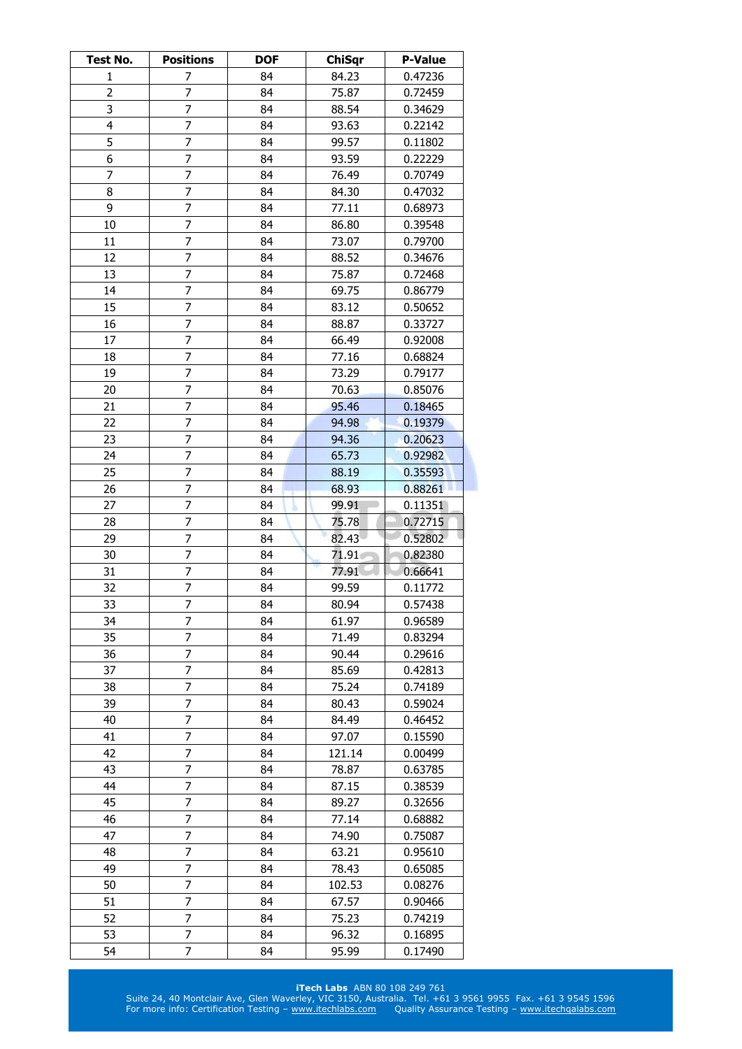| Test No. | Positions | DOF | ChiSqr | P-Value |
|---|---|---|---|---|
| 1 | 7 | 84 | 84.23 | 0.47236 |
| 2 | 7 | 84 | 75.87 | 0.72459 |
| 3 | 7 | 84 | 88.54 | 0.34629 |
| 4 | 7 | 84 | 93.63 | 0.22142 |
| 5 | 7 | 84 | 99.57 | 0.11802 |
| 6 | 7 | 84 | 93.59 | 0.22229 |
| 7 | 7 | 84 | 76.49 | 0.70749 |
| 8 | 7 | 84 | 84.30 | 0.47032 |
| 9 | 7 | 84 | 77.11 | 0.68973 |
| 10 | 7 | 84 | 86.80 | 0.39548 |
| 11 | 7 | 84 | 73.07 | 0.79700 |
| 12 | 7 | 84 | 88.52 | 0.34676 |
| 13 | 7 | 84 | 75.87 | 0.72468 |
| 14 | 7 | 84 | 69.75 | 0.86779 |
| 15 | 7 | 84 | 83.12 | 0.50652 |
| 16 | 7 | 84 | 88.87 | 0.33727 |
| 17 | 7 | 84 | 66.49 | 0.92008 |
| 18 | 7 | 84 | 77.16 | 0.68824 |
| 19 | 7 | 84 | 73.29 | 0.79177 |
| 20 | 7 | 84 | 70.63 | 0.85076 |
| 21 | 7 | 84 | 95.46 | 0.18465 |
| 22 | 7 | 84 | 94.98 | 0.19379 |
| 23 | 7 | 84 | 94.36 | 0.20623 |
| 24 | 7 | 84 | 65.73 | 0.92982 |
| 25 | 7 | 84 | 88.19 | 0.35593 |
| 26 | 7 | 84 | 68.93 | 0.88261 |
| 27 | 7 | 84 | 99.91 | 0.11351 |
| 28 | 7 | 84 | 75.78 | 0.72715 |
| 29 | 7 | 84 | 82.43 | 0.52802 |
| 30 | 7 | 84 | 71.91 | 0.82380 |
| 31 | 7 | 84 | 77.91 | 0.66641 |
| 32 | 7 | 84 | 99.59 | 0.11772 |
| 33 | 7 | 84 | 80.94 | 0.57438 |
| 34 | 7 | 84 | 61.97 | 0.96589 |
| 35 | 7 | 84 | 71.49 | 0.83294 |
| 36 | 7 | 84 | 90.44 | 0.29616 |
| 37 | 7 | 84 | 85.69 | 0.42813 |
| 38 | 7 | 84 | 75.24 | 0.74189 |
| 39 | 7 | 84 | 80.43 | 0.59024 |
| 40 | 7 | 84 | 84.49 | 0.46452 |
| 41 | 7 | 84 | 97.07 | 0.15590 |
| 42 | 7 | 84 | 121.14 | 0.00499 |
| 43 | 7 | 84 | 78.87 | 0.63785 |
| 44 | 7 | 84 | 87.15 | 0.38539 |
| 45 | 7 | 84 | 89.27 | 0.32656 |
| 46 | 7 | 84 | 77.14 | 0.68882 |
| 47 | 7 | 84 | 74.90 | 0.75087 |
| 48 | 7 | 84 | 63.21 | 0.95610 |
| 49 | 7 | 84 | 78.43 | 0.65085 |
| 50 | 7 | 84 | 102.53 | 0.08276 |
| 51 | 7 | 84 | 67.57 | 0.90466 |
| 52 | 7 | 84 | 75.23 | 0.74219 |
| 53 | 7 | 84 | 96.32 | 0.16895 |
| 54 | 7 | 84 | 95.99 | 0.17490 |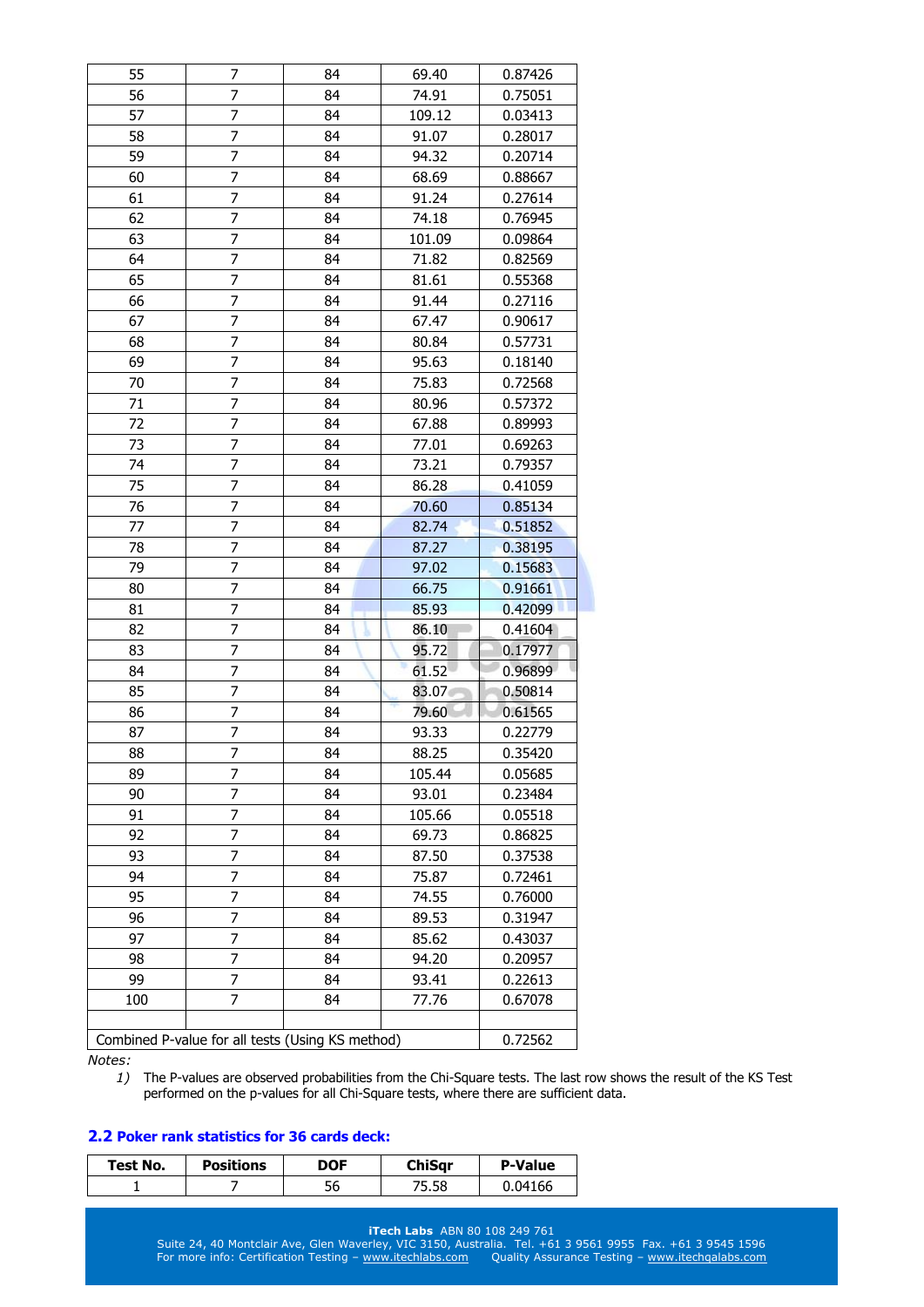| | | | | |
|---|---|---|---|---|
| 55 | 7 | 84 | 69.40 | 0.87426 |
| 56 | 7 | 84 | 74.91 | 0.75051 |
| 57 | 7 | 84 | 109.12 | 0.03413 |
| 58 | 7 | 84 | 91.07 | 0.28017 |
| 59 | 7 | 84 | 94.32 | 0.20714 |
| 60 | 7 | 84 | 68.69 | 0.88667 |
| 61 | 7 | 84 | 91.24 | 0.27614 |
| 62 | 7 | 84 | 74.18 | 0.76945 |
| 63 | 7 | 84 | 101.09 | 0.09864 |
| 64 | 7 | 84 | 71.82 | 0.82569 |
| 65 | 7 | 84 | 81.61 | 0.55368 |
| 66 | 7 | 84 | 91.44 | 0.27116 |
| 67 | 7 | 84 | 67.47 | 0.90617 |
| 68 | 7 | 84 | 80.84 | 0.57731 |
| 69 | 7 | 84 | 95.63 | 0.18140 |
| 70 | 7 | 84 | 75.83 | 0.72568 |
| 71 | 7 | 84 | 80.96 | 0.57372 |
| 72 | 7 | 84 | 67.88 | 0.89993 |
| 73 | 7 | 84 | 77.01 | 0.69263 |
| 74 | 7 | 84 | 73.21 | 0.79357 |
| 75 | 7 | 84 | 86.28 | 0.41059 |
| 76 | 7 | 84 | 70.60 | 0.85134 |
| 77 | 7 | 84 | 82.74 | 0.51852 |
| 78 | 7 | 84 | 87.27 | 0.38195 |
| 79 | 7 | 84 | 97.02 | 0.15683 |
| 80 | 7 | 84 | 66.75 | 0.91661 |
| 81 | 7 | 84 | 85.93 | 0.42099 |
| 82 | 7 | 84 | 86.10 | 0.41604 |
| 83 | 7 | 84 | 95.72 | 0.17977 |
| 84 | 7 | 84 | 61.52 | 0.96899 |
| 85 | 7 | 84 | 83.07 | 0.50814 |
| 86 | 7 | 84 | 79.60 | 0.61565 |
| 87 | 7 | 84 | 93.33 | 0.22779 |
| 88 | 7 | 84 | 88.25 | 0.35420 |
| 89 | 7 | 84 | 105.44 | 0.05685 |
| 90 | 7 | 84 | 93.01 | 0.23484 |
| 91 | 7 | 84 | 105.66 | 0.05518 |
| 92 | 7 | 84 | 69.73 | 0.86825 |
| 93 | 7 | 84 | 87.50 | 0.37538 |
| 94 | 7 | 84 | 75.87 | 0.72461 |
| 95 | 7 | 84 | 74.55 | 0.76000 |
| 96 | 7 | 84 | 89.53 | 0.31947 |
| 97 | 7 | 84 | 85.62 | 0.43037 |
| 98 | 7 | 84 | 94.20 | 0.20957 |
| 99 | 7 | 84 | 93.41 | 0.22613 |
| 100 | 7 | 84 | 77.76 | 0.67078 |
| | | | | |
| Combined P-value for all tests (Using KS method) | | | | 0.72562 |

*Notes:*

1) The P-values are observed probabilities from the Chi-Square tests. The last row shows the result of the KS Test performed on the p-values for all Chi-Square tests, where there are sufficient data.

## 2.2 Poker rank statistics for 36 cards deck:

| Test No. | Positions | DOF | ChiSqr | P-Value |
|---|---|---|---|---|
| 1 | 7 | 56 | 75.58 | 0.04166 |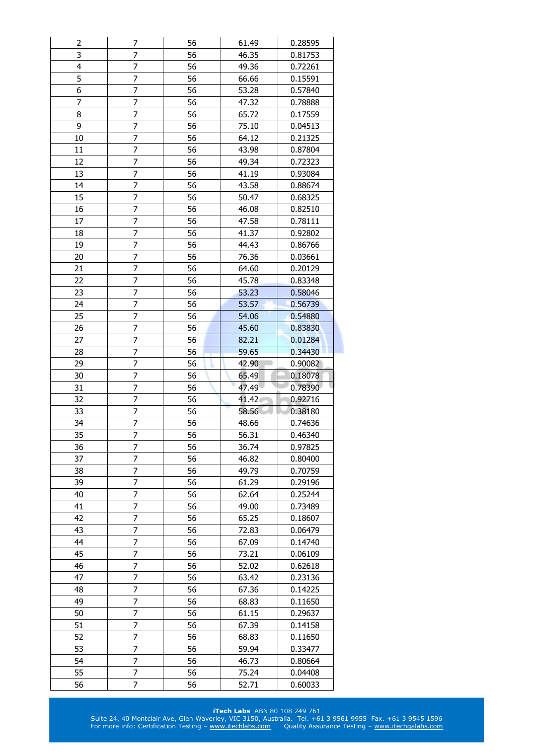| 2 | 7 | 56 | 61.49 | 0.28595 |
|---|---|---|---|---|
| 3 | 7 | 56 | 46.35 | 0.81753 |
| 4 | 7 | 56 | 49.36 | 0.72261 |
| 5 | 7 | 56 | 66.66 | 0.15591 |
| 6 | 7 | 56 | 53.28 | 0.57840 |
| 7 | 7 | 56 | 47.32 | 0.78888 |
| 8 | 7 | 56 | 65.72 | 0.17559 |
| 9 | 7 | 56 | 75.10 | 0.04513 |
| 10 | 7 | 56 | 64.12 | 0.21325 |
| 11 | 7 | 56 | 43.98 | 0.87804 |
| 12 | 7 | 56 | 49.34 | 0.72323 |
| 13 | 7 | 56 | 41.19 | 0.93084 |
| 14 | 7 | 56 | 43.58 | 0.88674 |
| 15 | 7 | 56 | 50.47 | 0.68325 |
| 16 | 7 | 56 | 46.08 | 0.82510 |
| 17 | 7 | 56 | 47.58 | 0.78111 |
| 18 | 7 | 56 | 41.37 | 0.92802 |
| 19 | 7 | 56 | 44.43 | 0.86766 |
| 20 | 7 | 56 | 76.36 | 0.03661 |
| 21 | 7 | 56 | 64.60 | 0.20129 |
| 22 | 7 | 56 | 45.78 | 0.83348 |
| 23 | 7 | 56 | 53.23 | 0.58046 |
| 24 | 7 | 56 | 53.57 | 0.56739 |
| 25 | 7 | 56 | 54.06 | 0.54880 |
| 26 | 7 | 56 | 45.60 | 0.83830 |
| 27 | 7 | 56 | 82.21 | 0.01284 |
| 28 | 7 | 56 | 59.65 | 0.34430 |
| 29 | 7 | 56 | 42.90 | 0.90082 |
| 30 | 7 | 56 | 65.49 | 0.18078 |
| 31 | 7 | 56 | 47.49 | 0.78390 |
| 32 | 7 | 56 | 41.42 | 0.92716 |
| 33 | 7 | 56 | 58.56 | 0.38180 |
| 34 | 7 | 56 | 48.66 | 0.74636 |
| 35 | 7 | 56 | 56.31 | 0.46340 |
| 36 | 7 | 56 | 36.74 | 0.97825 |
| 37 | 7 | 56 | 46.82 | 0.80400 |
| 38 | 7 | 56 | 49.79 | 0.70759 |
| 39 | 7 | 56 | 61.29 | 0.29196 |
| 40 | 7 | 56 | 62.64 | 0.25244 |
| 41 | 7 | 56 | 49.00 | 0.73489 |
| 42 | 7 | 56 | 65.25 | 0.18607 |
| 43 | 7 | 56 | 72.83 | 0.06479 |
| 44 | 7 | 56 | 67.09 | 0.14740 |
| 45 | 7 | 56 | 73.21 | 0.06109 |
| 46 | 7 | 56 | 52.02 | 0.62618 |
| 47 | 7 | 56 | 63.42 | 0.23136 |
| 48 | 7 | 56 | 67.36 | 0.14225 |
| 49 | 7 | 56 | 68.83 | 0.11650 |
| 50 | 7 | 56 | 61.15 | 0.29637 |
| 51 | 7 | 56 | 67.39 | 0.14158 |
| 52 | 7 | 56 | 68.83 | 0.11650 |
| 53 | 7 | 56 | 59.94 | 0.33477 |
| 54 | 7 | 56 | 46.73 | 0.80664 |
| 55 | 7 | 56 | 75.24 | 0.04408 |
| 56 | 7 | 56 | 52.71 | 0.60033 |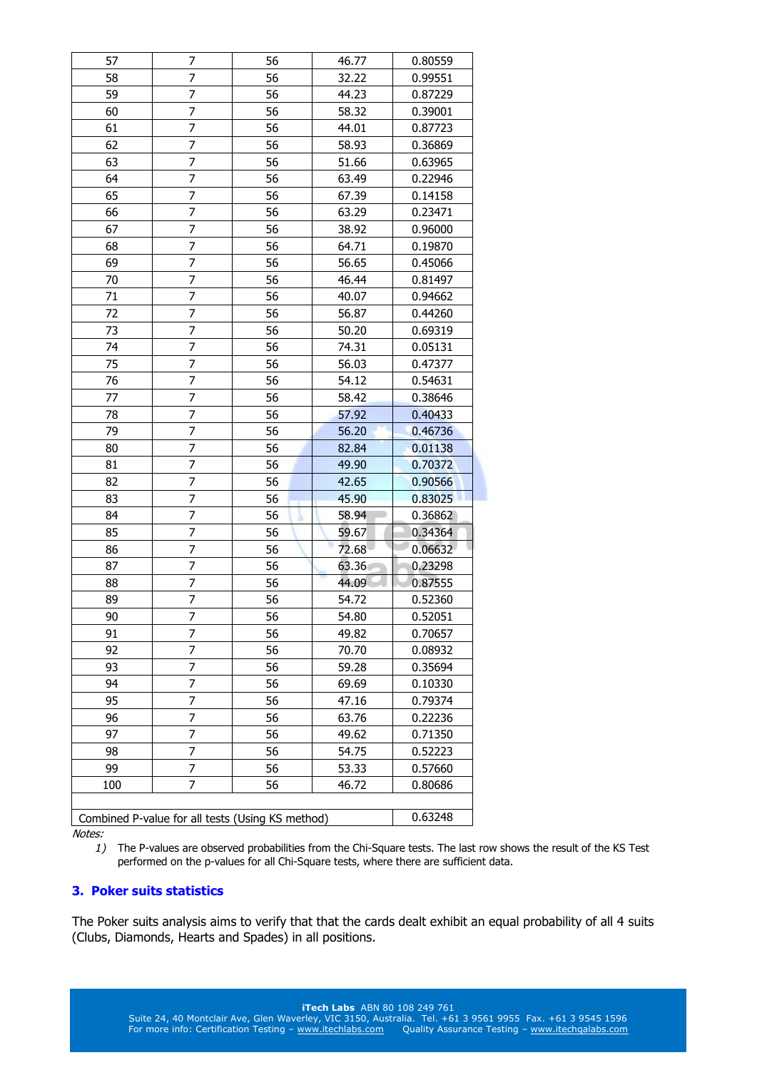| | | | | |
|---|---|---|---|---|
| 57 | 7 | 56 | 46.77 | 0.80559 |
| 58 | 7 | 56 | 32.22 | 0.99551 |
| 59 | 7 | 56 | 44.23 | 0.87229 |
| 60 | 7 | 56 | 58.32 | 0.39001 |
| 61 | 7 | 56 | 44.01 | 0.87723 |
| 62 | 7 | 56 | 58.93 | 0.36869 |
| 63 | 7 | 56 | 51.66 | 0.63965 |
| 64 | 7 | 56 | 63.49 | 0.22946 |
| 65 | 7 | 56 | 67.39 | 0.14158 |
| 66 | 7 | 56 | 63.29 | 0.23471 |
| 67 | 7 | 56 | 38.92 | 0.96000 |
| 68 | 7 | 56 | 64.71 | 0.19870 |
| 69 | 7 | 56 | 56.65 | 0.45066 |
| 70 | 7 | 56 | 46.44 | 0.81497 |
| 71 | 7 | 56 | 40.07 | 0.94662 |
| 72 | 7 | 56 | 56.87 | 0.44260 |
| 73 | 7 | 56 | 50.20 | 0.69319 |
| 74 | 7 | 56 | 74.31 | 0.05131 |
| 75 | 7 | 56 | 56.03 | 0.47377 |
| 76 | 7 | 56 | 54.12 | 0.54631 |
| 77 | 7 | 56 | 58.42 | 0.38646 |
| 78 | 7 | 56 | 57.92 | 0.40433 |
| 79 | 7 | 56 | 56.20 | 0.46736 |
| 80 | 7 | 56 | 82.84 | 0.01138 |
| 81 | 7 | 56 | 49.90 | 0.70372 |
| 82 | 7 | 56 | 42.65 | 0.90566 |
| 83 | 7 | 56 | 45.90 | 0.83025 |
| 84 | 7 | 56 | 58.94 | 0.36862 |
| 85 | 7 | 56 | 59.67 | 0.34364 |
| 86 | 7 | 56 | 72.68 | 0.06632 |
| 87 | 7 | 56 | 63.36 | 0.23298 |
| 88 | 7 | 56 | 44.09 | 0.87555 |
| 89 | 7 | 56 | 54.72 | 0.52360 |
| 90 | 7 | 56 | 54.80 | 0.52051 |
| 91 | 7 | 56 | 49.82 | 0.70657 |
| 92 | 7 | 56 | 70.70 | 0.08932 |
| 93 | 7 | 56 | 59.28 | 0.35694 |
| 94 | 7 | 56 | 69.69 | 0.10330 |
| 95 | 7 | 56 | 47.16 | 0.79374 |
| 96 | 7 | 56 | 63.76 | 0.22236 |
| 97 | 7 | 56 | 49.62 | 0.71350 |
| 98 | 7 | 56 | 54.75 | 0.52223 |
| 99 | 7 | 56 | 53.33 | 0.57660 |
| 100 | 7 | 56 | 46.72 | 0.80686 |
| | | | | |
| Combined P-value for all tests (Using KS method) | | | | 0.63248 |

*Notes:*

1) The P-values are observed probabilities from the Chi-Square tests. The last row shows the result of the KS Test performed on the p-values for all Chi-Square tests, where there are sufficient data.

## 3. Poker suits statistics

The Poker suits analysis aims to verify that that the cards dealt exhibit an equal probability of all 4 suits (Clubs, Diamonds, Hearts and Spades) in all positions.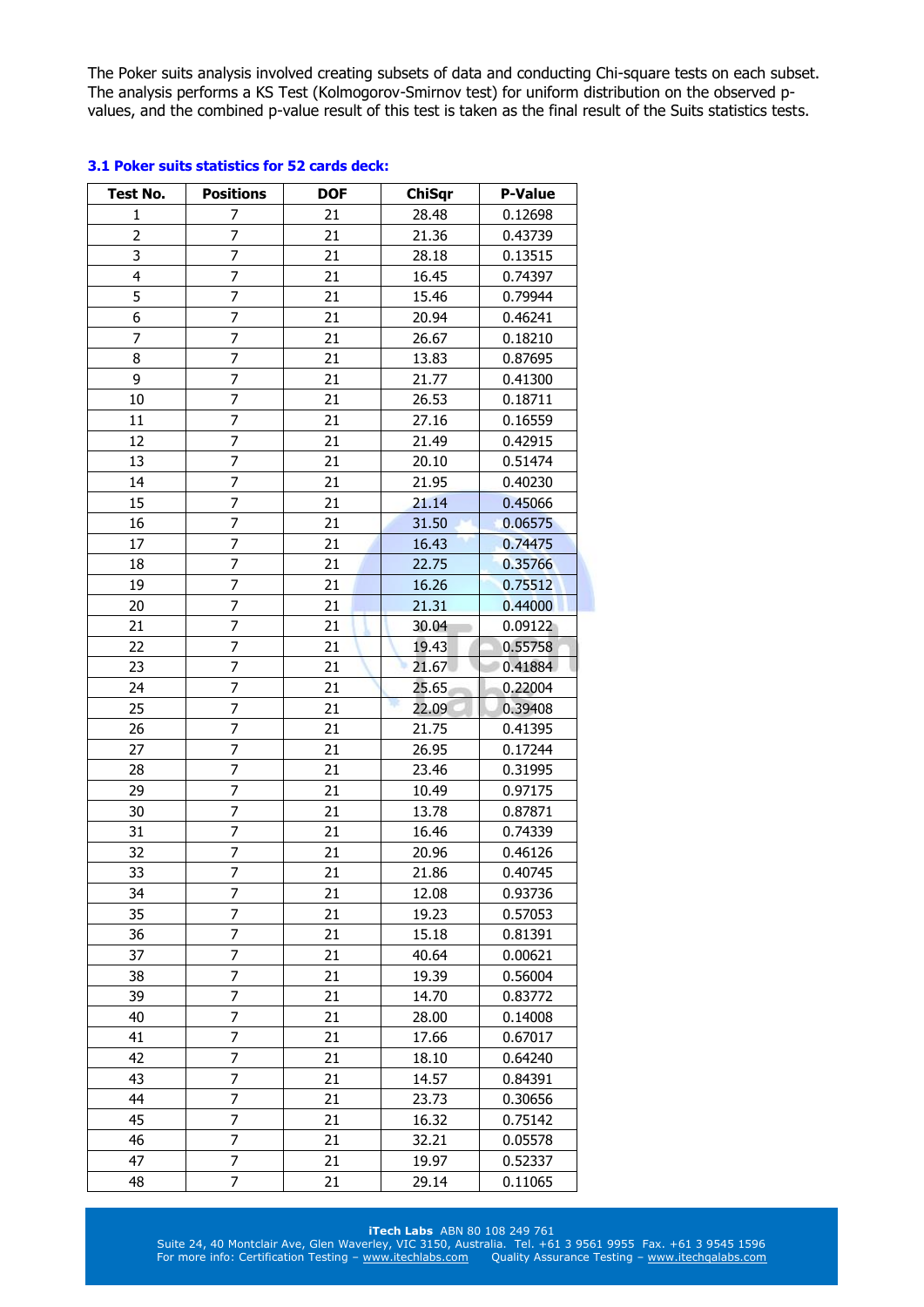The Poker suits analysis involved creating subsets of data and conducting Chi-square tests on each subset. The analysis performs a KS Test (Kolmogorov-Smirnov test) for uniform distribution on the observed p-values, and the combined p-value result of this test is taken as the final result of the Suits statistics tests.

### 3.1 Poker suits statistics for 52 cards deck:

| Test No. | Positions | DOF | ChiSqr | P-Value |
|---|---|---|---|---|
| 1 | 7 | 21 | 28.48 | 0.12698 |
| 2 | 7 | 21 | 21.36 | 0.43739 |
| 3 | 7 | 21 | 28.18 | 0.13515 |
| 4 | 7 | 21 | 16.45 | 0.74397 |
| 5 | 7 | 21 | 15.46 | 0.79944 |
| 6 | 7 | 21 | 20.94 | 0.46241 |
| 7 | 7 | 21 | 26.67 | 0.18210 |
| 8 | 7 | 21 | 13.83 | 0.87695 |
| 9 | 7 | 21 | 21.77 | 0.41300 |
| 10 | 7 | 21 | 26.53 | 0.18711 |
| 11 | 7 | 21 | 27.16 | 0.16559 |
| 12 | 7 | 21 | 21.49 | 0.42915 |
| 13 | 7 | 21 | 20.10 | 0.51474 |
| 14 | 7 | 21 | 21.95 | 0.40230 |
| 15 | 7 | 21 | 21.14 | 0.45066 |
| 16 | 7 | 21 | 31.50 | 0.06575 |
| 17 | 7 | 21 | 16.43 | 0.74475 |
| 18 | 7 | 21 | 22.75 | 0.35766 |
| 19 | 7 | 21 | 16.26 | 0.75512 |
| 20 | 7 | 21 | 21.31 | 0.44000 |
| 21 | 7 | 21 | 30.04 | 0.09122 |
| 22 | 7 | 21 | 19.43 | 0.55758 |
| 23 | 7 | 21 | 21.67 | 0.41884 |
| 24 | 7 | 21 | 25.65 | 0.22004 |
| 25 | 7 | 21 | 22.09 | 0.39408 |
| 26 | 7 | 21 | 21.75 | 0.41395 |
| 27 | 7 | 21 | 26.95 | 0.17244 |
| 28 | 7 | 21 | 23.46 | 0.31995 |
| 29 | 7 | 21 | 10.49 | 0.97175 |
| 30 | 7 | 21 | 13.78 | 0.87871 |
| 31 | 7 | 21 | 16.46 | 0.74339 |
| 32 | 7 | 21 | 20.96 | 0.46126 |
| 33 | 7 | 21 | 21.86 | 0.40745 |
| 34 | 7 | 21 | 12.08 | 0.93736 |
| 35 | 7 | 21 | 19.23 | 0.57053 |
| 36 | 7 | 21 | 15.18 | 0.81391 |
| 37 | 7 | 21 | 40.64 | 0.00621 |
| 38 | 7 | 21 | 19.39 | 0.56004 |
| 39 | 7 | 21 | 14.70 | 0.83772 |
| 40 | 7 | 21 | 28.00 | 0.14008 |
| 41 | 7 | 21 | 17.66 | 0.67017 |
| 42 | 7 | 21 | 18.10 | 0.64240 |
| 43 | 7 | 21 | 14.57 | 0.84391 |
| 44 | 7 | 21 | 23.73 | 0.30656 |
| 45 | 7 | 21 | 16.32 | 0.75142 |
| 46 | 7 | 21 | 32.21 | 0.05578 |
| 47 | 7 | 21 | 19.97 | 0.52337 |
| 48 | 7 | 21 | 29.14 | 0.11065 |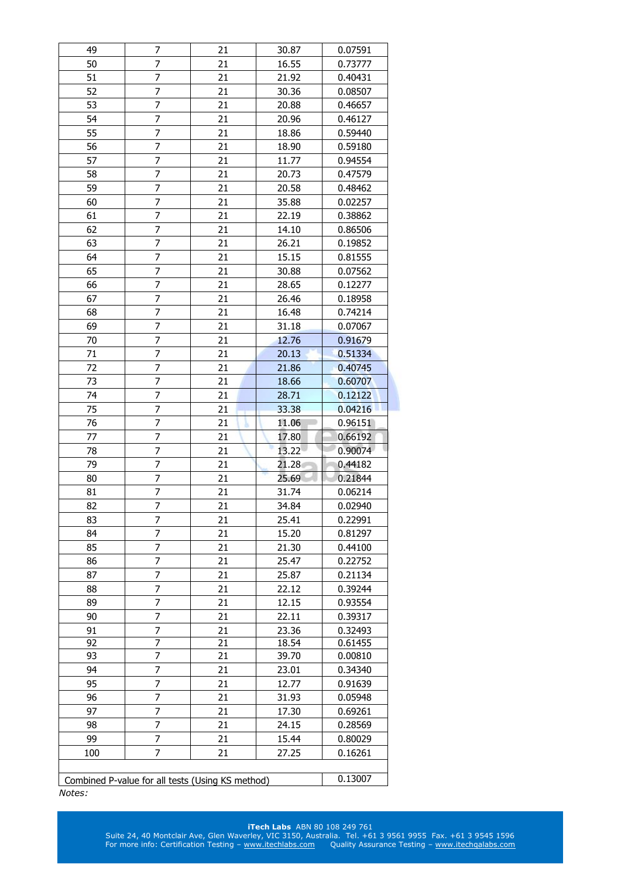| 49 | 7 | 21 | 30.87 | 0.07591 |
|---|---|---|---|---|
| 50 | 7 | 21 | 16.55 | 0.73777 |
| 51 | 7 | 21 | 21.92 | 0.40431 |
| 52 | 7 | 21 | 30.36 | 0.08507 |
| 53 | 7 | 21 | 20.88 | 0.46657 |
| 54 | 7 | 21 | 20.96 | 0.46127 |
| 55 | 7 | 21 | 18.86 | 0.59440 |
| 56 | 7 | 21 | 18.90 | 0.59180 |
| 57 | 7 | 21 | 11.77 | 0.94554 |
| 58 | 7 | 21 | 20.73 | 0.47579 |
| 59 | 7 | 21 | 20.58 | 0.48462 |
| 60 | 7 | 21 | 35.88 | 0.02257 |
| 61 | 7 | 21 | 22.19 | 0.38862 |
| 62 | 7 | 21 | 14.10 | 0.86506 |
| 63 | 7 | 21 | 26.21 | 0.19852 |
| 64 | 7 | 21 | 15.15 | 0.81555 |
| 65 | 7 | 21 | 30.88 | 0.07562 |
| 66 | 7 | 21 | 28.65 | 0.12277 |
| 67 | 7 | 21 | 26.46 | 0.18958 |
| 68 | 7 | 21 | 16.48 | 0.74214 |
| 69 | 7 | 21 | 31.18 | 0.07067 |
| 70 | 7 | 21 | 12.76 | 0.91679 |
| 71 | 7 | 21 | 20.13 | 0.51334 |
| 72 | 7 | 21 | 21.86 | 0.40745 |
| 73 | 7 | 21 | 18.66 | 0.60707 |
| 74 | 7 | 21 | 28.71 | 0.12122 |
| 75 | 7 | 21 | 33.38 | 0.04216 |
| 76 | 7 | 21 | 11.06 | 0.96151 |
| 77 | 7 | 21 | 17.80 | 0.66192 |
| 78 | 7 | 21 | 13.22 | 0.90074 |
| 79 | 7 | 21 | 21.28 | 0.44182 |
| 80 | 7 | 21 | 25.69 | 0.21844 |
| 81 | 7 | 21 | 31.74 | 0.06214 |
| 82 | 7 | 21 | 34.84 | 0.02940 |
| 83 | 7 | 21 | 25.41 | 0.22991 |
| 84 | 7 | 21 | 15.20 | 0.81297 |
| 85 | 7 | 21 | 21.30 | 0.44100 |
| 86 | 7 | 21 | 25.47 | 0.22752 |
| 87 | 7 | 21 | 25.87 | 0.21134 |
| 88 | 7 | 21 | 22.12 | 0.39244 |
| 89 | 7 | 21 | 12.15 | 0.93554 |
| 90 | 7 | 21 | 22.11 | 0.39317 |
| 91 | 7 | 21 | 23.36 | 0.32493 |
| 92 | 7 | 21 | 18.54 | 0.61455 |
| 93 | 7 | 21 | 39.70 | 0.00810 |
| 94 | 7 | 21 | 23.01 | 0.34340 |
| 95 | 7 | 21 | 12.77 | 0.91639 |
| 96 | 7 | 21 | 31.93 | 0.05948 |
| 97 | 7 | 21 | 17.30 | 0.69261 |
| 98 | 7 | 21 | 24.15 | 0.28569 |
| 99 | 7 | 21 | 15.44 | 0.80029 |
| 100 | 7 | 21 | 27.25 | 0.16261 |
| | | | | |
| Combined P-value for all tests (Using KS method) | | | | 0.13007 |

*Notes:*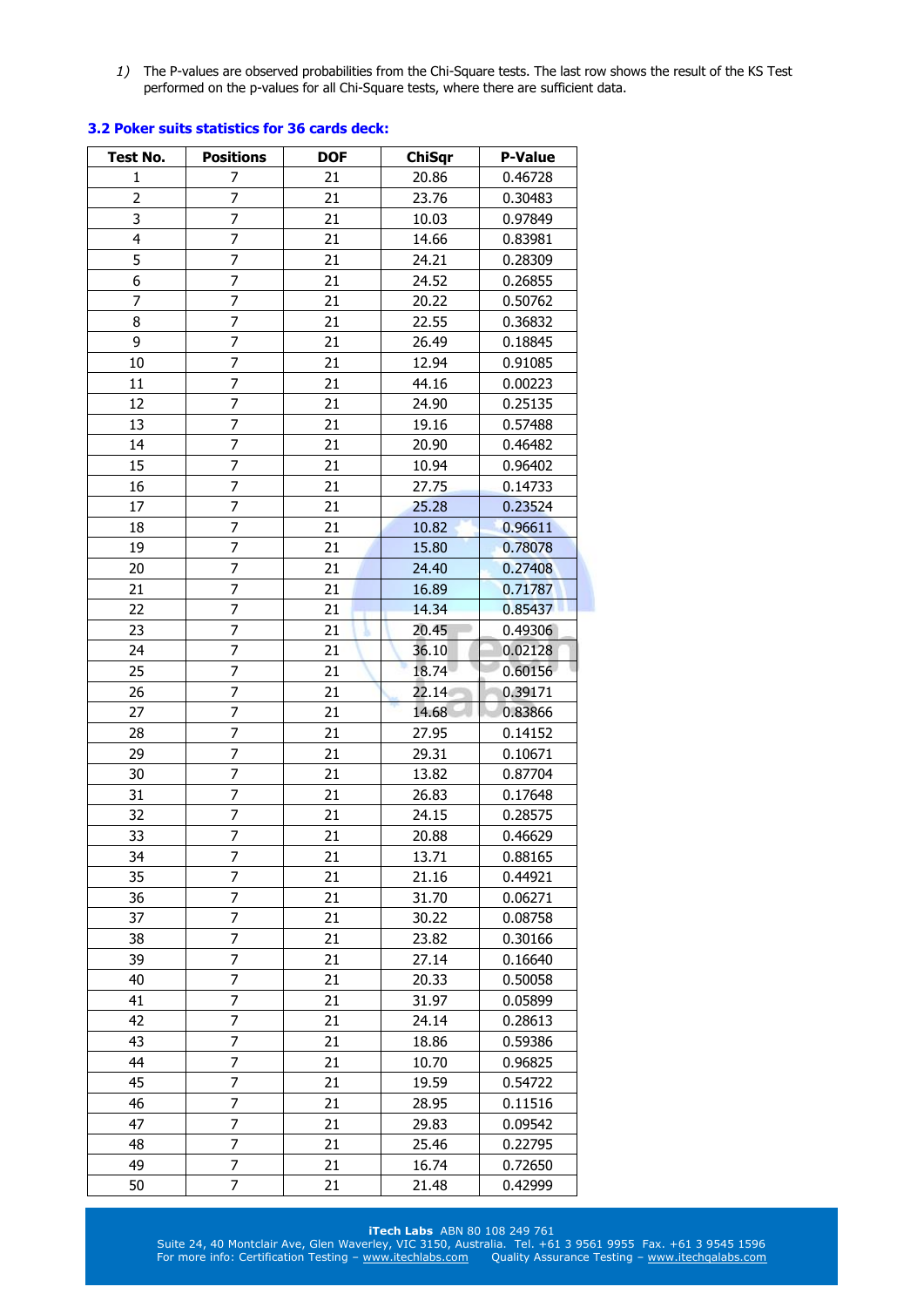1) The P-values are observed probabilities from the Chi-Square tests. The last row shows the result of the KS Test performed on the p-values for all Chi-Square tests, where there are sufficient data.

### 3.2 Poker suits statistics for 36 cards deck:

| Test No. | Positions | DOF | ChiSqr | P-Value |
|---|---|---|---|---|
| 1 | 7 | 21 | 20.86 | 0.46728 |
| 2 | 7 | 21 | 23.76 | 0.30483 |
| 3 | 7 | 21 | 10.03 | 0.97849 |
| 4 | 7 | 21 | 14.66 | 0.83981 |
| 5 | 7 | 21 | 24.21 | 0.28309 |
| 6 | 7 | 21 | 24.52 | 0.26855 |
| 7 | 7 | 21 | 20.22 | 0.50762 |
| 8 | 7 | 21 | 22.55 | 0.36832 |
| 9 | 7 | 21 | 26.49 | 0.18845 |
| 10 | 7 | 21 | 12.94 | 0.91085 |
| 11 | 7 | 21 | 44.16 | 0.00223 |
| 12 | 7 | 21 | 24.90 | 0.25135 |
| 13 | 7 | 21 | 19.16 | 0.57488 |
| 14 | 7 | 21 | 20.90 | 0.46482 |
| 15 | 7 | 21 | 10.94 | 0.96402 |
| 16 | 7 | 21 | 27.75 | 0.14733 |
| 17 | 7 | 21 | 25.28 | 0.23524 |
| 18 | 7 | 21 | 10.82 | 0.96611 |
| 19 | 7 | 21 | 15.80 | 0.78078 |
| 20 | 7 | 21 | 24.40 | 0.27408 |
| 21 | 7 | 21 | 16.89 | 0.71787 |
| 22 | 7 | 21 | 14.34 | 0.85437 |
| 23 | 7 | 21 | 20.45 | 0.49306 |
| 24 | 7 | 21 | 36.10 | 0.02128 |
| 25 | 7 | 21 | 18.74 | 0.60156 |
| 26 | 7 | 21 | 22.14 | 0.39171 |
| 27 | 7 | 21 | 14.68 | 0.83866 |
| 28 | 7 | 21 | 27.95 | 0.14152 |
| 29 | 7 | 21 | 29.31 | 0.10671 |
| 30 | 7 | 21 | 13.82 | 0.87704 |
| 31 | 7 | 21 | 26.83 | 0.17648 |
| 32 | 7 | 21 | 24.15 | 0.28575 |
| 33 | 7 | 21 | 20.88 | 0.46629 |
| 34 | 7 | 21 | 13.71 | 0.88165 |
| 35 | 7 | 21 | 21.16 | 0.44921 |
| 36 | 7 | 21 | 31.70 | 0.06271 |
| 37 | 7 | 21 | 30.22 | 0.08758 |
| 38 | 7 | 21 | 23.82 | 0.30166 |
| 39 | 7 | 21 | 27.14 | 0.16640 |
| 40 | 7 | 21 | 20.33 | 0.50058 |
| 41 | 7 | 21 | 31.97 | 0.05899 |
| 42 | 7 | 21 | 24.14 | 0.28613 |
| 43 | 7 | 21 | 18.86 | 0.59386 |
| 44 | 7 | 21 | 10.70 | 0.96825 |
| 45 | 7 | 21 | 19.59 | 0.54722 |
| 46 | 7 | 21 | 28.95 | 0.11516 |
| 47 | 7 | 21 | 29.83 | 0.09542 |
| 48 | 7 | 21 | 25.46 | 0.22795 |
| 49 | 7 | 21 | 16.74 | 0.72650 |
| 50 | 7 | 21 | 21.48 | 0.42999 |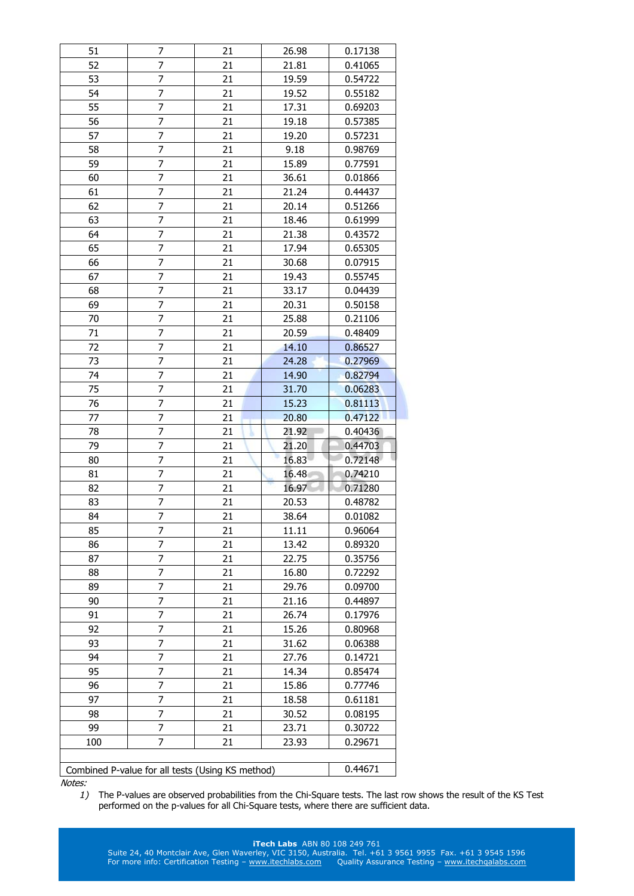| | | | | |
|---|---|---|---|---|
| 51 | 7 | 21 | 26.98 | 0.17138 |
| 52 | 7 | 21 | 21.81 | 0.41065 |
| 53 | 7 | 21 | 19.59 | 0.54722 |
| 54 | 7 | 21 | 19.52 | 0.55182 |
| 55 | 7 | 21 | 17.31 | 0.69203 |
| 56 | 7 | 21 | 19.18 | 0.57385 |
| 57 | 7 | 21 | 19.20 | 0.57231 |
| 58 | 7 | 21 | 9.18 | 0.98769 |
| 59 | 7 | 21 | 15.89 | 0.77591 |
| 60 | 7 | 21 | 36.61 | 0.01866 |
| 61 | 7 | 21 | 21.24 | 0.44437 |
| 62 | 7 | 21 | 20.14 | 0.51266 |
| 63 | 7 | 21 | 18.46 | 0.61999 |
| 64 | 7 | 21 | 21.38 | 0.43572 |
| 65 | 7 | 21 | 17.94 | 0.65305 |
| 66 | 7 | 21 | 30.68 | 0.07915 |
| 67 | 7 | 21 | 19.43 | 0.55745 |
| 68 | 7 | 21 | 33.17 | 0.04439 |
| 69 | 7 | 21 | 20.31 | 0.50158 |
| 70 | 7 | 21 | 25.88 | 0.21106 |
| 71 | 7 | 21 | 20.59 | 0.48409 |
| 72 | 7 | 21 | 14.10 | 0.86527 |
| 73 | 7 | 21 | 24.28 | 0.27969 |
| 74 | 7 | 21 | 14.90 | 0.82794 |
| 75 | 7 | 21 | 31.70 | 0.06283 |
| 76 | 7 | 21 | 15.23 | 0.81113 |
| 77 | 7 | 21 | 20.80 | 0.47122 |
| 78 | 7 | 21 | 21.92 | 0.40436 |
| 79 | 7 | 21 | 21.20 | 0.44703 |
| 80 | 7 | 21 | 16.83 | 0.72148 |
| 81 | 7 | 21 | 16.48 | 0.74210 |
| 82 | 7 | 21 | 16.97 | 0.71280 |
| 83 | 7 | 21 | 20.53 | 0.48782 |
| 84 | 7 | 21 | 38.64 | 0.01082 |
| 85 | 7 | 21 | 11.11 | 0.96064 |
| 86 | 7 | 21 | 13.42 | 0.89320 |
| 87 | 7 | 21 | 22.75 | 0.35756 |
| 88 | 7 | 21 | 16.80 | 0.72292 |
| 89 | 7 | 21 | 29.76 | 0.09700 |
| 90 | 7 | 21 | 21.16 | 0.44897 |
| 91 | 7 | 21 | 26.74 | 0.17976 |
| 92 | 7 | 21 | 15.26 | 0.80968 |
| 93 | 7 | 21 | 31.62 | 0.06388 |
| 94 | 7 | 21 | 27.76 | 0.14721 |
| 95 | 7 | 21 | 14.34 | 0.85474 |
| 96 | 7 | 21 | 15.86 | 0.77746 |
| 97 | 7 | 21 | 18.58 | 0.61181 |
| 98 | 7 | 21 | 30.52 | 0.08195 |
| 99 | 7 | 21 | 23.71 | 0.30722 |
| 100 | 7 | 21 | 23.93 | 0.29671 |
| | | | | |
| Combined P-value for all tests (Using KS method) | | | | 0.44671 |

*Notes:*

1) The P-values are observed probabilities from the Chi-Square tests. The last row shows the result of the KS Test performed on the p-values for all Chi-Square tests, where there are sufficient data.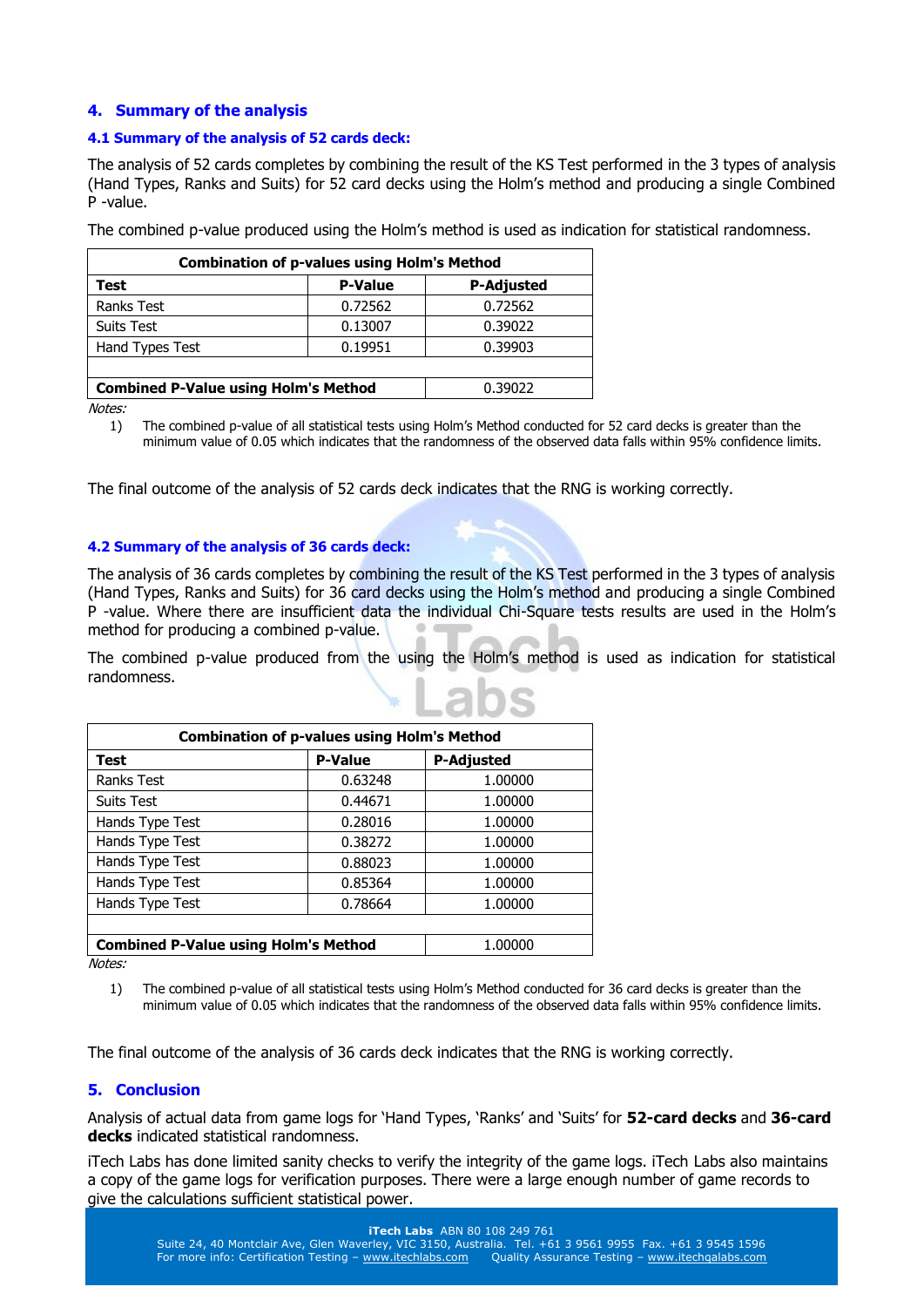## 4. Summary of the analysis

### 4.1 Summary of the analysis of 52 cards deck:

The analysis of 52 cards completes by combining the result of the KS Test performed in the 3 types of analysis (Hand Types, Ranks and Suits) for 52 card decks using the Holm's method and producing a single Combined P -value.

The combined p-value produced using the Holm's method is used as indication for statistical randomness.

| Combination of p-values using Holm's Method | | |
|---|---|---|
| **Test** | **P-Value** | **P-Adjusted** |
| Ranks Test | 0.72562 | 0.72562 |
| Suits Test | 0.13007 | 0.39022 |
| Hand Types Test | 0.19951 | 0.39903 |
| | | |
| **Combined P-Value using Holm's Method** | | 0.39022 |

*Notes:*

1) The combined p-value of all statistical tests using Holm's Method conducted for 52 card decks is greater than the minimum value of 0.05 which indicates that the randomness of the observed data falls within 95% confidence limits.

The final outcome of the analysis of 52 cards deck indicates that the RNG is working correctly.

### 4.2 Summary of the analysis of 36 cards deck:

The analysis of 36 cards completes by combining the result of the KS Test performed in the 3 types of analysis (Hand Types, Ranks and Suits) for 36 card decks using the Holm's method and producing a single Combined P -value. Where there are insufficient data the individual Chi-Square tests results are used in the Holm's method for producing a combined p-value.

The combined p-value produced from the using the Holm's method is used as indication for statistical randomness.

| Combination of p-values using Holm's Method | | |
|---|---|---|
| **Test** | **P-Value** | **P-Adjusted** |
| Ranks Test | 0.63248 | 1.00000 |
| Suits Test | 0.44671 | 1.00000 |
| Hands Type Test | 0.28016 | 1.00000 |
| Hands Type Test | 0.38272 | 1.00000 |
| Hands Type Test | 0.88023 | 1.00000 |
| Hands Type Test | 0.85364 | 1.00000 |
| Hands Type Test | 0.78664 | 1.00000 |
| | | |
| **Combined P-Value using Holm's Method** | | 1.00000 |

*Notes:*

1) The combined p-value of all statistical tests using Holm's Method conducted for 36 card decks is greater than the minimum value of 0.05 which indicates that the randomness of the observed data falls within 95% confidence limits.

The final outcome of the analysis of 36 cards deck indicates that the RNG is working correctly.

## 5. Conclusion

Analysis of actual data from game logs for 'Hand Types, 'Ranks' and 'Suits' for **52-card decks** and **36-card decks** indicated statistical randomness.

iTech Labs has done limited sanity checks to verify the integrity of the game logs. iTech Labs also maintains a copy of the game logs for verification purposes. There were a large enough number of game records to give the calculations sufficient statistical power.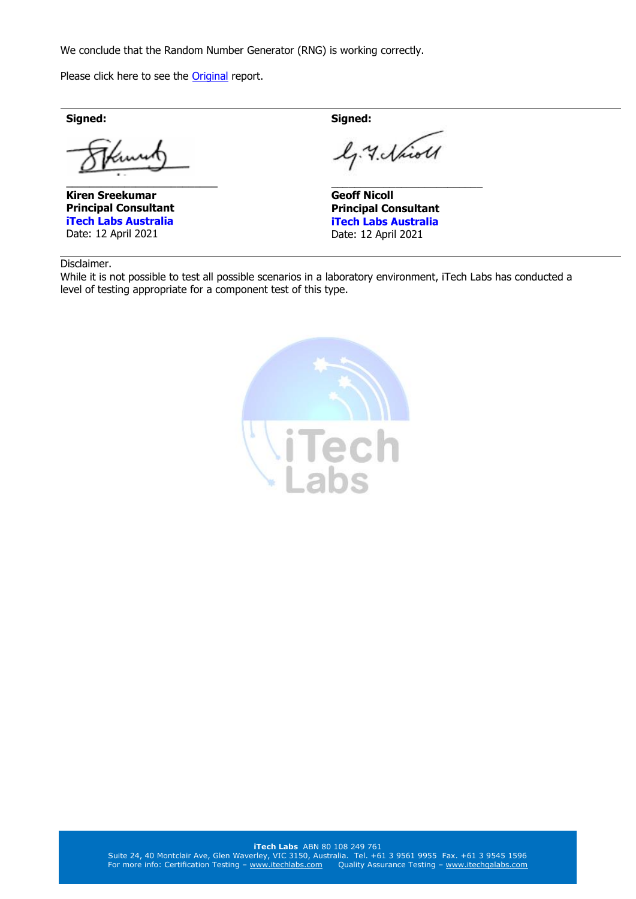We conclude that the Random Number Generator (RNG) is working correctly.

Please click here to see the Original report.

**Signed:**

**Kiren Sreekumar**
**Principal Consultant**
**iTech Labs Australia**
Date: 12 April 2021

**Signed:**

**Geoff Nicoll**
**Principal Consultant**
**iTech Labs Australia**
Date: 12 April 2021

Disclaimer.
While it is not possible to test all possible scenarios in a laboratory environment, iTech Labs has conducted a level of testing appropriate for a component test of this type.

**iTech Labs** ABN 80 108 249 761
Suite 24, 40 Montclair Ave, Glen Waverley, VIC 3150, Australia. Tel. +61 3 9561 9955 Fax. +61 3 9545 1596
For more info: Certification Testing – www.itechlabs.com Quality Assurance Testing – www.itechqalabs.com